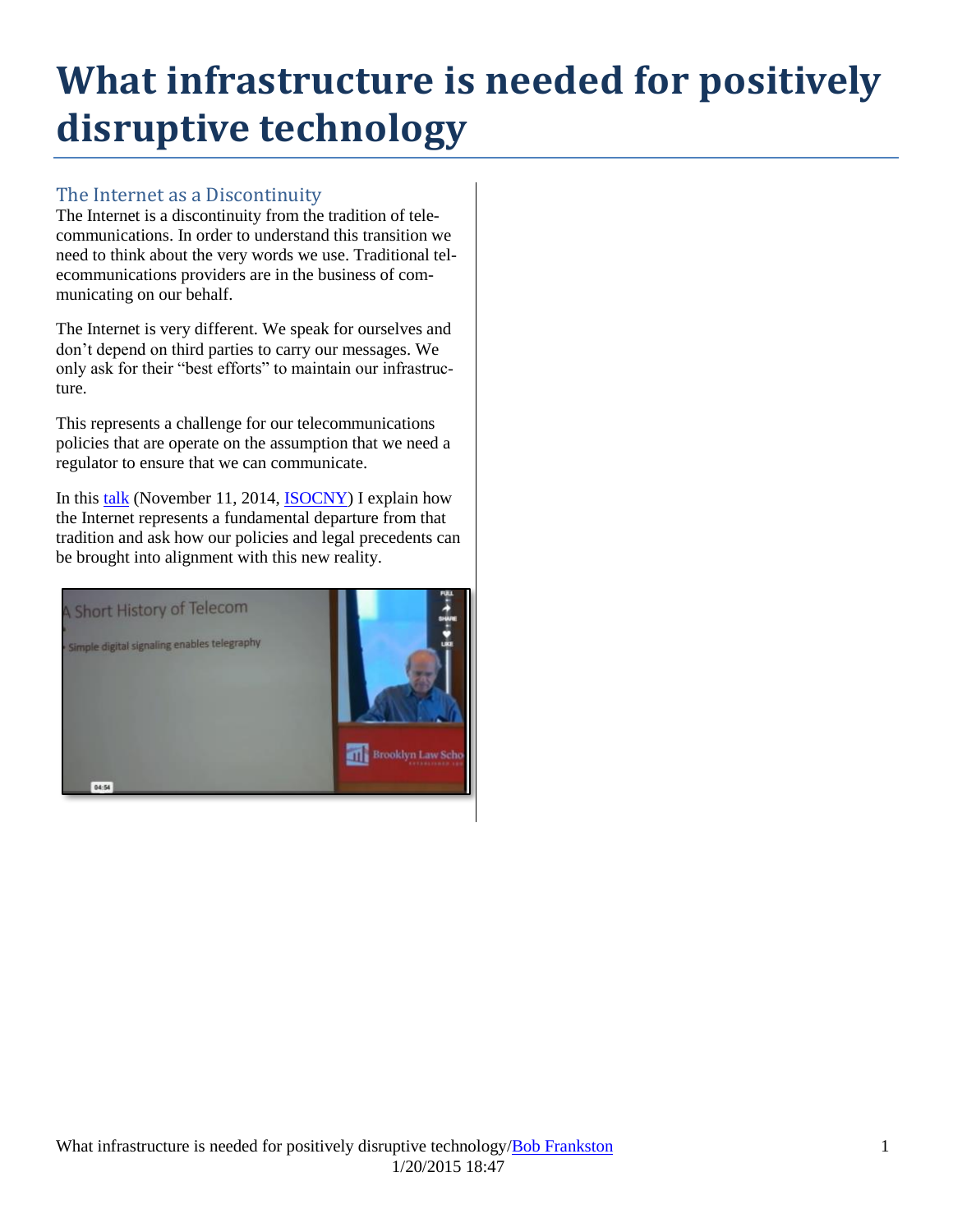# What infrastructure is needed for positively disruptive technology

## The Internet as a Discontinuity

The Internet is a discontinuity from the tradition of telecommunications. In order to understand this transition we need to think about the very words we use. Traditional telecommunications providers are in the business of communicating on our behalf.

The Internet is very different. We speak for ourselves and don't depend on third parties to carry our messages. We only ask for their "best efforts" to maintain our infrastructure.

This represents a challenge for our telecommunications policies that are operate on the assumption that we need a regulator to ensure that we can communicate.

In this talk (November 11, 2014, ISOCNY) I explain how the Internet represents a fundamental departure from that tradition and ask how our policies and legal precedents can be brought into alignment with this new reality.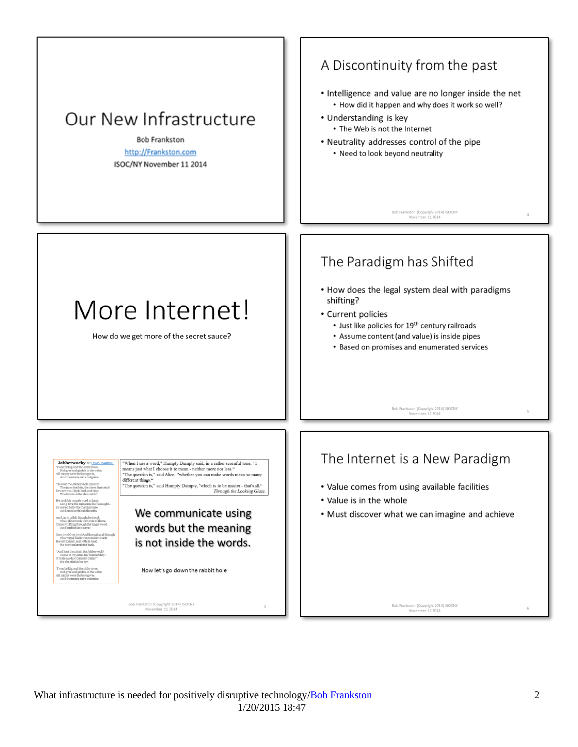# Our New Infrastructure

Bob Frankston

http://Frankston.com

ISOC/NY November 11 2014

# More Internet!

How do we get more of the secret sauce?

**Jabberwocky** BY LEWIS CARROLL

"When I use a word," Humpty Dumpty said, in a rather scornful tone, "it means just what I choose it to mean - neither more nor less."
"The question is," said Alice, "whether you can make words mean so many different things."
"The question is," said Humpty Dumpty, "which is to be master - that's all."
*Through the Looking Glass.*

We communicate using words but the meaning is not inside the words.

Now let's go down the rabbit hole

## A Discontinuity from the past

- Intelligence and value are no longer inside the net
  - How did it happen and why does it work so well?
- Understanding is key
  - The Web is not the Internet
- Neutrality addresses control of the pipe
  - Need to look beyond neutrality

## The Paradigm has Shifted

- How does the legal system deal with paradigms shifting?
- Current policies
  - Just like policies for 19th century railroads
  - Assume content (and value) is inside pipes
  - Based on promises and enumerated services

## The Internet is a New Paradigm

- Value comes from using available facilities
- Value is in the whole
- Must discover what we can imagine and achieve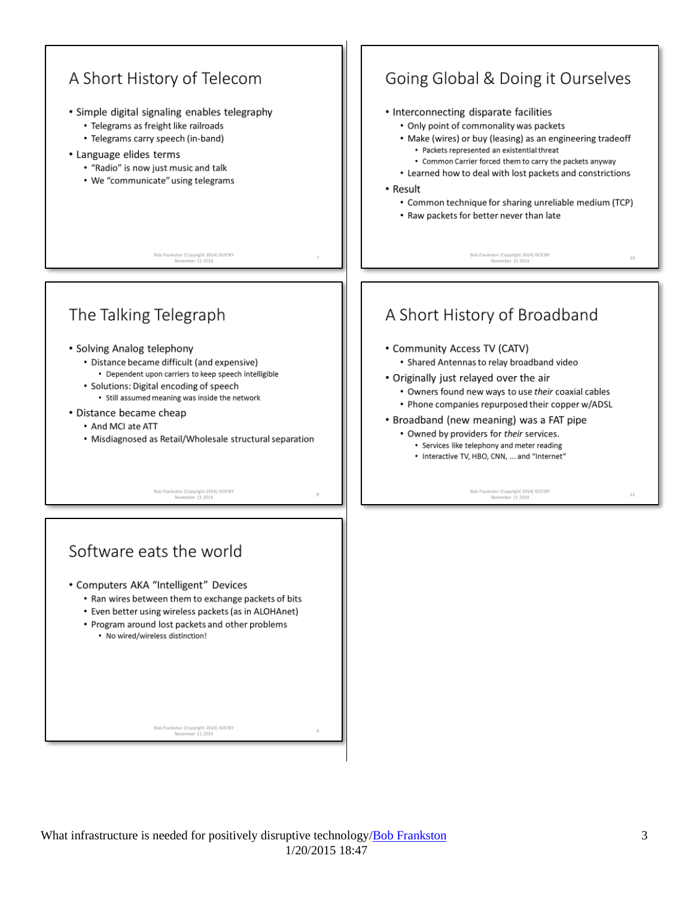## A Short History of Telecom

- Simple digital signaling enables telegraphy
  - Telegrams as freight like railroads
  - Telegrams carry speech (in-band)
- Language elides terms
  - "Radio" is now just music and talk
  - We "communicate" using telegrams

## The Talking Telegraph

- Solving Analog telephony
  - Distance became difficult (and expensive)
    - Dependent upon carriers to keep speech intelligible
  - Solutions: Digital encoding of speech
    - Still assumed meaning was inside the network
- Distance became cheap
  - And MCI ate ATT
  - Misdiagnosed as Retail/Wholesale structural separation

## Software eats the world

- Computers AKA "Intelligent" Devices
  - Ran wires between them to exchange packets of bits
  - Even better using wireless packets (as in ALOHAnet)
  - Program around lost packets and other problems
    - No wired/wireless distinction!

## Going Global & Doing it Ourselves

- Interconnecting disparate facilities
  - Only point of commonality was packets
  - Make (wires) or buy (leasing) as an engineering tradeoff
    - Packets represented an existential threat
    - Common Carrier forced them to carry the packets anyway
  - Learned how to deal with lost packets and constrictions
- Result
  - Common technique for sharing unreliable medium (TCP)
  - Raw packets for better never than late

## A Short History of Broadband

- Community Access TV (CATV)
  - Shared Antennas to relay broadband video
- Originally just relayed over the air
  - Owners found new ways to use *their* coaxial cables
  - Phone companies repurposed their copper w/ADSL
- Broadband (new meaning) was a FAT pipe
  - Owned by providers for *their* services.
    - Services like telephony and meter reading
    - Interactive TV, HBO, CNN, ... and "Internet"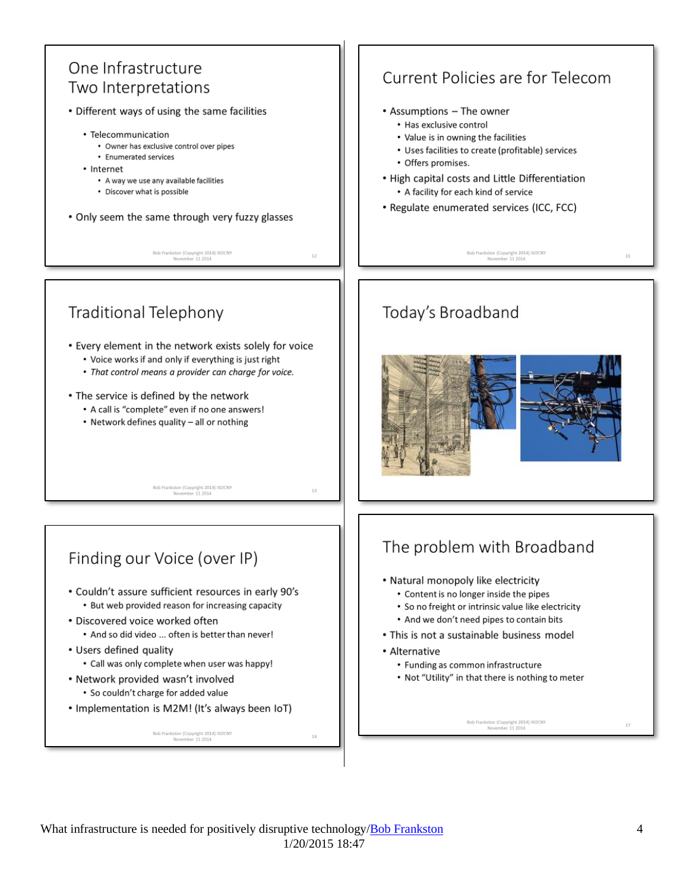## One Infrastructure Two Interpretations

- Different ways of using the same facilities
  - Telecommunication
    - Owner has exclusive control over pipes
    - Enumerated services
  - Internet
    - A way we use any available facilities
    - Discover what is possible
- Only seem the same through very fuzzy glasses

## Traditional Telephony

- Every element in the network exists solely for voice
  - Voice works if and only if everything is just right
  - *That control means a provider can charge for voice.*
- The service is defined by the network
  - A call is "complete" even if no one answers!
  - Network defines quality – all or nothing

## Finding our Voice (over IP)

- Couldn't assure sufficient resources in early 90's
  - But web provided reason for increasing capacity
- Discovered voice worked often
  - And so did video ... often is better than never!
- Users defined quality
  - Call was only complete when user was happy!
- Network provided wasn't involved
  - So couldn't charge for added value
- Implementation is M2M! (It's always been IoT)

## Current Policies are for Telecom

- Assumptions – The owner
  - Has exclusive control
  - Value is in owning the facilities
  - Uses facilities to create (profitable) services
  - Offers promises.
- High capital costs and Little Differentiation
  - A facility for each kind of service
- Regulate enumerated services (ICC, FCC)

## Today's Broadband

## The problem with Broadband

- Natural monopoly like electricity
  - Content is no longer inside the pipes
  - So no freight or intrinsic value like electricity
  - And we don't need pipes to contain bits
- This is not a sustainable business model
- Alternative
  - Funding as common infrastructure
  - Not "Utility" in that there is nothing to meter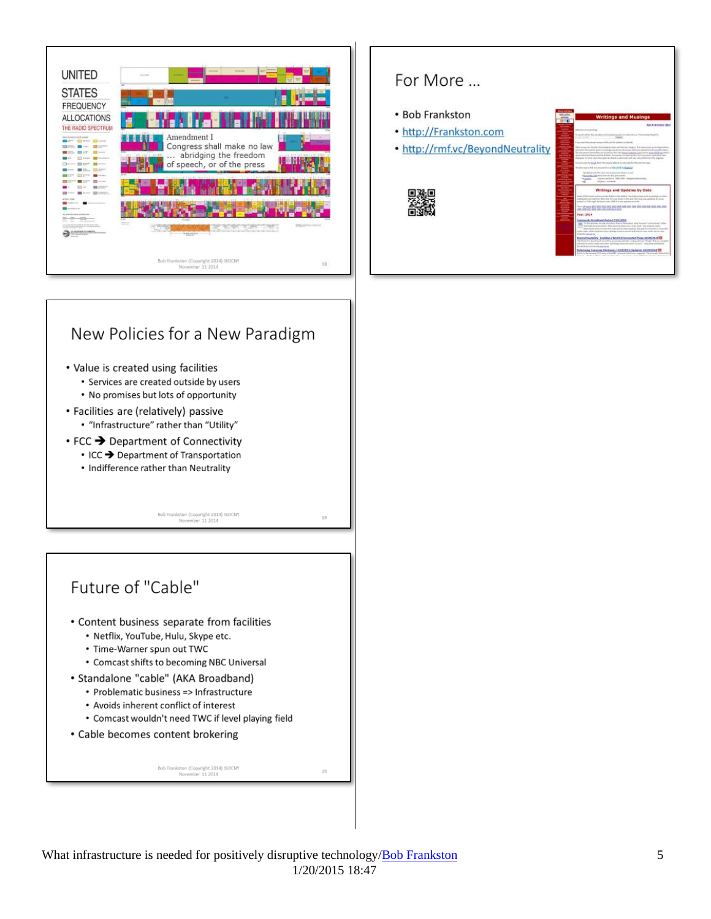UNITED STATES FREQUENCY ALLOCATIONS

THE RADIO SPECTRUM

Amendment I
Congress shall make no law … abridging the freedom of speech, or of the press

Bob Frankston (Copyright 2014) ISOCNY November 11 2014

## New Policies for a New Paradigm

- Value is created using facilities
  - Services are created outside by users
  - No promises but lots of opportunity
- Facilities are (relatively) passive
  - "Infrastructure" rather than "Utility"
- FCC ➔ Department of Connectivity
  - ICC ➔ Department of Transportation
  - Indifference rather than Neutrality

Bob Frankston (Copyright 2014) ISOCNY November 11 2014

## Future of "Cable"

- Content business separate from facilities
  - Netflix, YouTube, Hulu, Skype etc.
  - Time-Warner spun out TWC
  - Comcast shifts to becoming NBC Universal
- Standalone "cable" (AKA Broadband)
  - Problematic business => Infrastructure
  - Avoids inherent conflict of interest
  - Comcast wouldn't need TWC if level playing field
- Cable becomes content brokering

Bob Frankston (Copyright 2014) ISOCNY November 11 2014

## For More …

- Bob Frankston
- http://Frankston.com
- http://rmf.vc/BeyondNeutrality